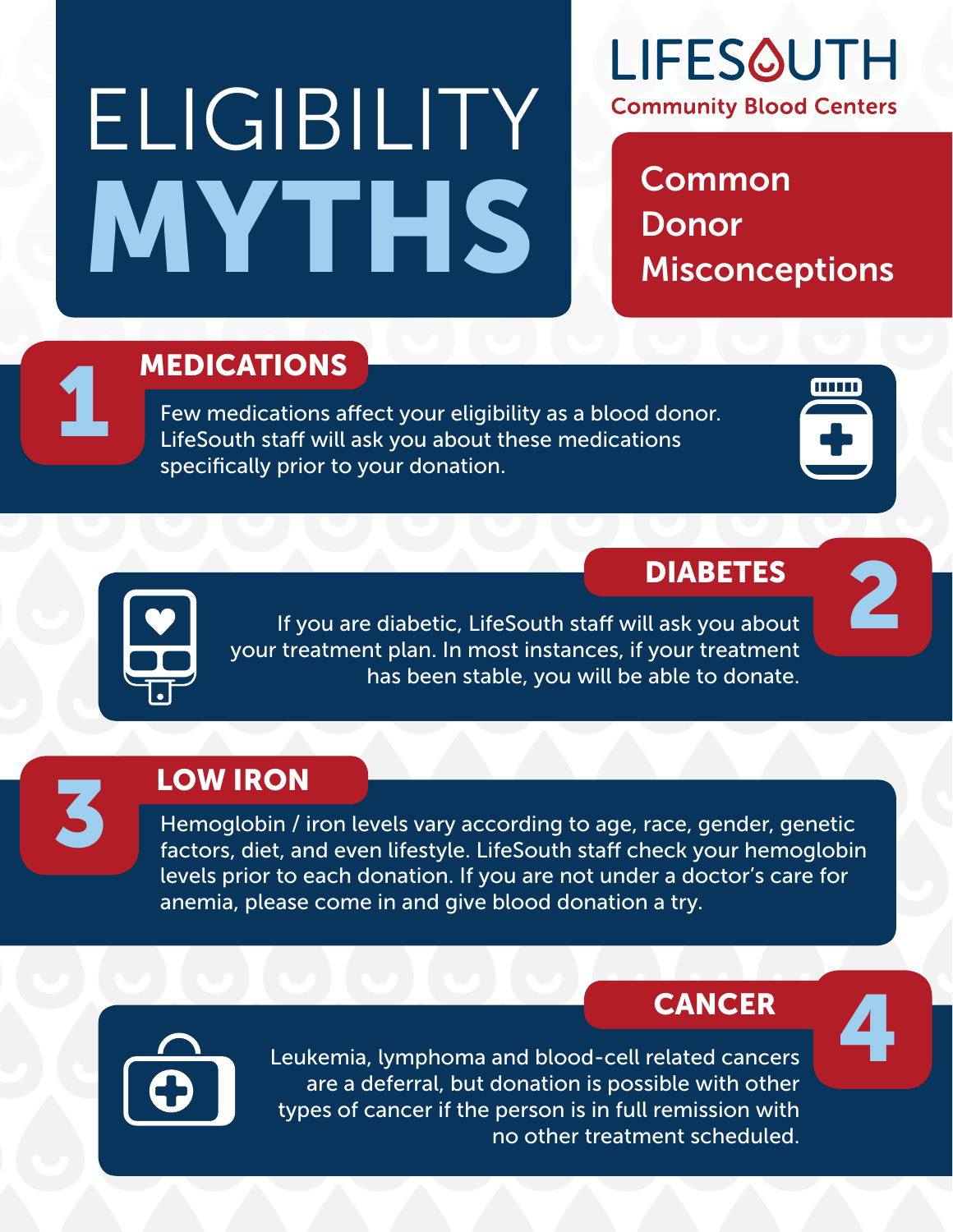# ELIGIBILITY MYTHS

**LIFESOUTH**
**Community Blood Centers**

## Common Donor Misconceptions

### 1 MEDICATIONS

Few medications affect your eligibility as a blood donor. LifeSouth staff will ask you about these medications specifically prior to your donation.

### 2 DIABETES

If you are diabetic, LifeSouth staff will ask you about your treatment plan. In most instances, if your treatment has been stable, you will be able to donate.

### 3 LOW IRON

Hemoglobin / iron levels vary according to age, race, gender, genetic factors, diet, and even lifestyle. LifeSouth staff check your hemoglobin levels prior to each donation. If you are not under a doctor's care for anemia, please come in and give blood donation a try.

### 4 CANCER

Leukemia, lymphoma and blood-cell related cancers are a deferral, but donation is possible with other types of cancer if the person is in full remission with no other treatment scheduled.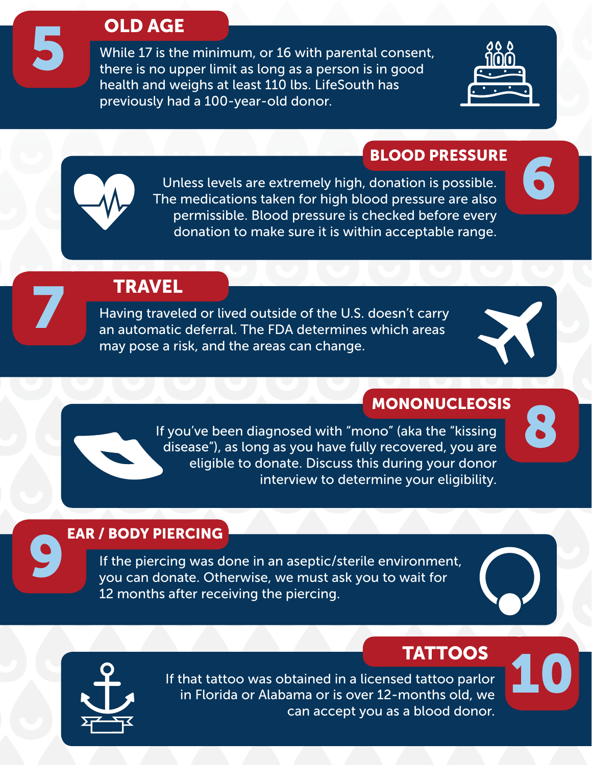## 5 OLD AGE

While 17 is the minimum, or 16 with parental consent, there is no upper limit as long as a person is in good health and weighs at least 110 lbs. LifeSouth has previously had a 100-year-old donor.

## 6 BLOOD PRESSURE

Unless levels are extremely high, donation is possible. The medications taken for high blood pressure are also permissible. Blood pressure is checked before every donation to make sure it is within acceptable range.

## 7 TRAVEL

Having traveled or lived outside of the U.S. doesn't carry an automatic deferral. The FDA determines which areas may pose a risk, and the areas can change.

## 8 MONONUCLEOSIS

If you've been diagnosed with "mono" (aka the "kissing disease"), as long as you have fully recovered, you are eligible to donate. Discuss this during your donor interview to determine your eligibility.

## 9 EAR / BODY PIERCING

If the piercing was done in an aseptic/sterile environment, you can donate. Otherwise, we must ask you to wait for 12 months after receiving the piercing.

## 10 TATTOOS

If that tattoo was obtained in a licensed tattoo parlor in Florida or Alabama or is over 12-months old, we can accept you as a blood donor.